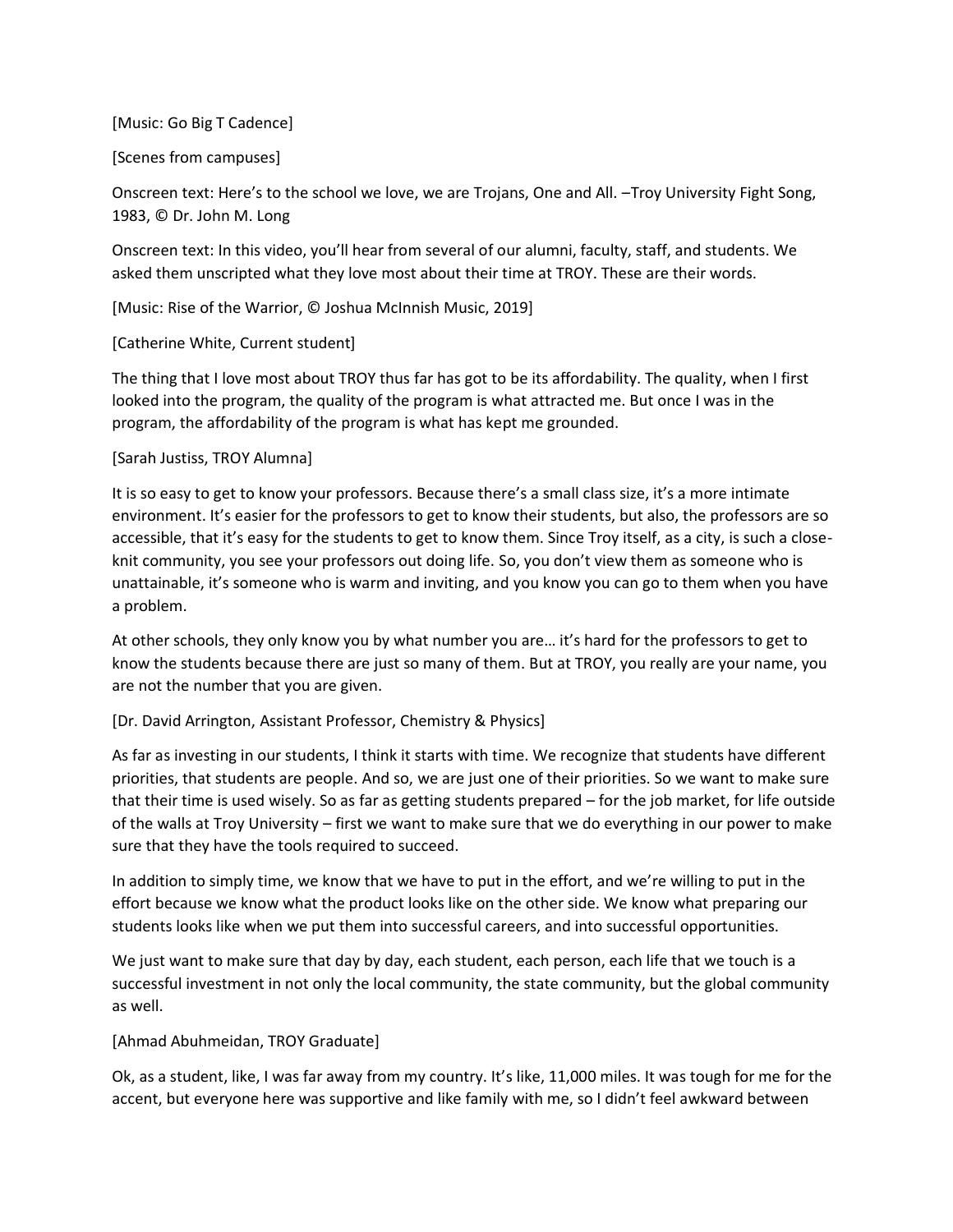[Music: Go Big T Cadence]

[Scenes from campuses]

Onscreen text: Here's to the school we love, we are Trojans, One and All. –Troy University Fight Song, 1983, © Dr. John M. Long

Onscreen text: In this video, you'll hear from several of our alumni, faculty, staff, and students. We asked them unscripted what they love most about their time at TROY. These are their words.

[Music: Rise of the Warrior, © Joshua McInnish Music, 2019]

[Catherine White, Current student]

The thing that I love most about TROY thus far has got to be its affordability. The quality, when I first looked into the program, the quality of the program is what attracted me. But once I was in the program, the affordability of the program is what has kept me grounded.

[Sarah Justiss, TROY Alumna]

It is so easy to get to know your professors. Because there's a small class size, it's a more intimate environment. It's easier for the professors to get to know their students, but also, the professors are so accessible, that it's easy for the students to get to know them. Since Troy itself, as a city, is such a close-knit community, you see your professors out doing life. So, you don't view them as someone who is unattainable, it's someone who is warm and inviting, and you know you can go to them when you have a problem.

At other schools, they only know you by what number you are… it's hard for the professors to get to know the students because there are just so many of them. But at TROY, you really are your name, you are not the number that you are given.

[Dr. David Arrington, Assistant Professor, Chemistry & Physics]

As far as investing in our students, I think it starts with time. We recognize that students have different priorities, that students are people. And so, we are just one of their priorities. So we want to make sure that their time is used wisely. So as far as getting students prepared – for the job market, for life outside of the walls at Troy University – first we want to make sure that we do everything in our power to make sure that they have the tools required to succeed.

In addition to simply time, we know that we have to put in the effort, and we're willing to put in the effort because we know what the product looks like on the other side. We know what preparing our students looks like when we put them into successful careers, and into successful opportunities.

We just want to make sure that day by day, each student, each person, each life that we touch is a successful investment in not only the local community, the state community, but the global community as well.

[Ahmad Abuhmeidan, TROY Graduate]

Ok, as a student, like, I was far away from my country. It's like, 11,000 miles. It was tough for me for the accent, but everyone here was supportive and like family with me, so I didn't feel awkward between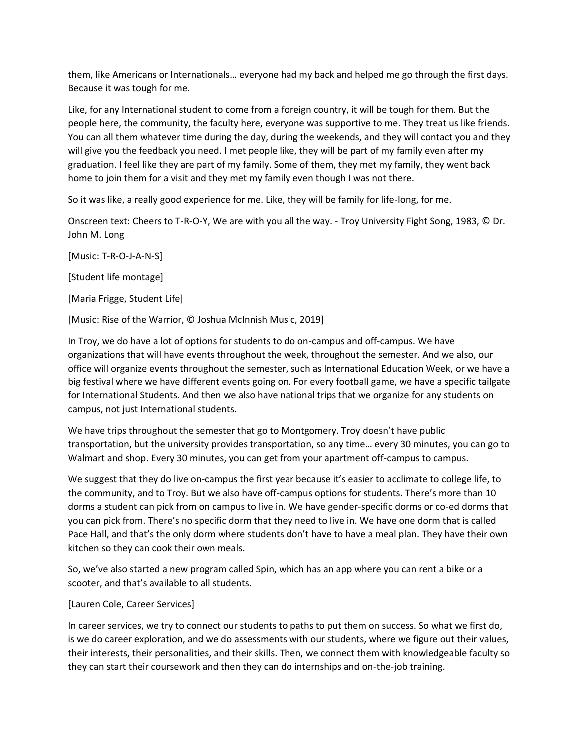them, like Americans or Internationals… everyone had my back and helped me go through the first days. Because it was tough for me.

Like, for any International student to come from a foreign country, it will be tough for them. But the people here, the community, the faculty here, everyone was supportive to me. They treat us like friends. You can all them whatever time during the day, during the weekends, and they will contact you and they will give you the feedback you need. I met people like, they will be part of my family even after my graduation. I feel like they are part of my family. Some of them, they met my family, they went back home to join them for a visit and they met my family even though I was not there.

So it was like, a really good experience for me. Like, they will be family for life-long, for me.

Onscreen text: Cheers to T-R-O-Y, We are with you all the way. - Troy University Fight Song, 1983, © Dr. John M. Long

[Music: T-R-O-J-A-N-S]

[Student life montage]

[Maria Frigge, Student Life]

[Music: Rise of the Warrior, © Joshua McInnish Music, 2019]

In Troy, we do have a lot of options for students to do on-campus and off-campus. We have organizations that will have events throughout the week, throughout the semester. And we also, our office will organize events throughout the semester, such as International Education Week, or we have a big festival where we have different events going on. For every football game, we have a specific tailgate for International Students. And then we also have national trips that we organize for any students on campus, not just International students.

We have trips throughout the semester that go to Montgomery. Troy doesn't have public transportation, but the university provides transportation, so any time… every 30 minutes, you can go to Walmart and shop. Every 30 minutes, you can get from your apartment off-campus to campus.

We suggest that they do live on-campus the first year because it's easier to acclimate to college life, to the community, and to Troy. But we also have off-campus options for students. There's more than 10 dorms a student can pick from on campus to live in. We have gender-specific dorms or co-ed dorms that you can pick from. There's no specific dorm that they need to live in. We have one dorm that is called Pace Hall, and that's the only dorm where students don't have to have a meal plan. They have their own kitchen so they can cook their own meals.

So, we've also started a new program called Spin, which has an app where you can rent a bike or a scooter, and that's available to all students.

[Lauren Cole, Career Services]

In career services, we try to connect our students to paths to put them on success. So what we first do, is we do career exploration, and we do assessments with our students, where we figure out their values, their interests, their personalities, and their skills. Then, we connect them with knowledgeable faculty so they can start their coursework and then they can do internships and on-the-job training.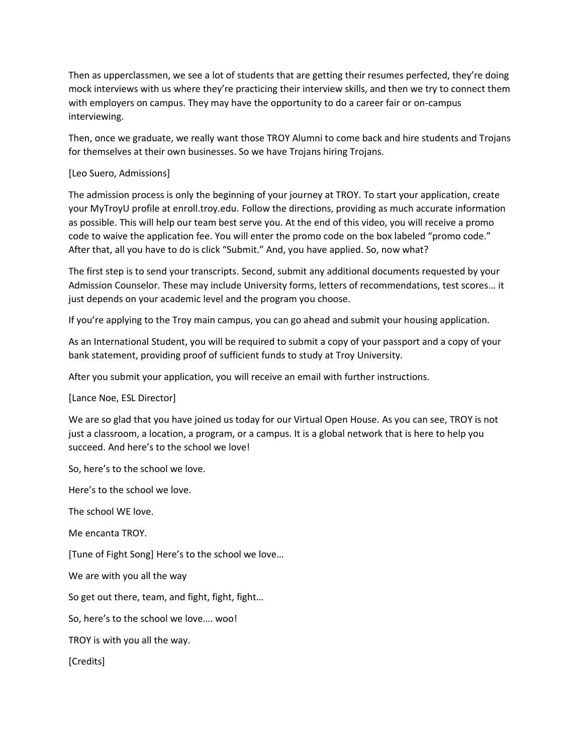Then as upperclassmen, we see a lot of students that are getting their resumes perfected, they're doing mock interviews with us where they're practicing their interview skills, and then we try to connect them with employers on campus. They may have the opportunity to do a career fair or on-campus interviewing.

Then, once we graduate, we really want those TROY Alumni to come back and hire students and Trojans for themselves at their own businesses. So we have Trojans hiring Trojans.

[Leo Suero, Admissions]

The admission process is only the beginning of your journey at TROY. To start your application, create your MyTroyU profile at enroll.troy.edu. Follow the directions, providing as much accurate information as possible. This will help our team best serve you. At the end of this video, you will receive a promo code to waive the application fee. You will enter the promo code on the box labeled "promo code." After that, all you have to do is click "Submit." And, you have applied. So, now what?

The first step is to send your transcripts. Second, submit any additional documents requested by your Admission Counselor. These may include University forms, letters of recommendations, test scores… it just depends on your academic level and the program you choose.

If you're applying to the Troy main campus, you can go ahead and submit your housing application.

As an International Student, you will be required to submit a copy of your passport and a copy of your bank statement, providing proof of sufficient funds to study at Troy University.

After you submit your application, you will receive an email with further instructions.

[Lance Noe, ESL Director]

We are so glad that you have joined us today for our Virtual Open House. As you can see, TROY is not just a classroom, a location, a program, or a campus. It is a global network that is here to help you succeed. And here's to the school we love!

So, here's to the school we love.

Here's to the school we love.

The school WE love.

Me encanta TROY.

[Tune of Fight Song] Here's to the school we love…

We are with you all the way

So get out there, team, and fight, fight, fight…

So, here's to the school we love…. woo!

TROY is with you all the way.

[Credits]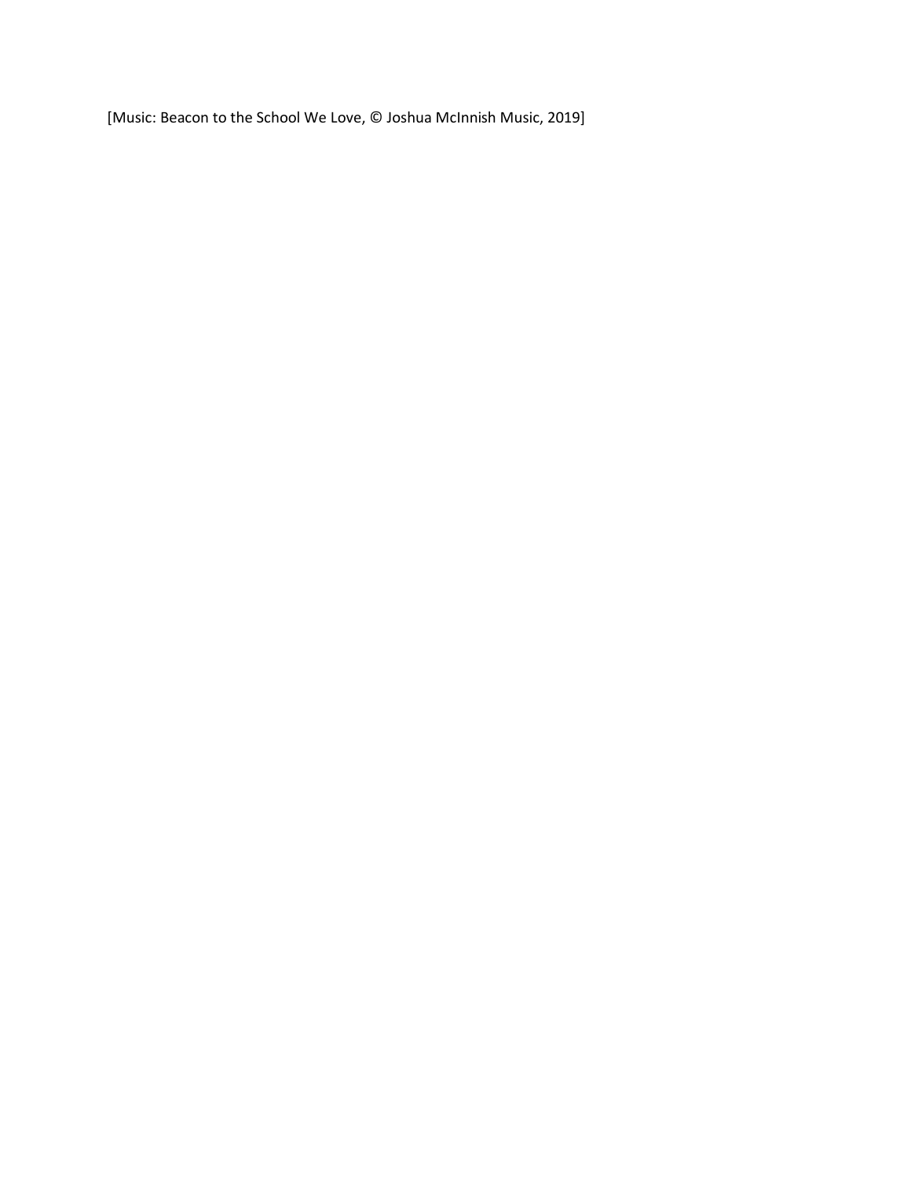[Music: Beacon to the School We Love, © Joshua McInnish Music, 2019]